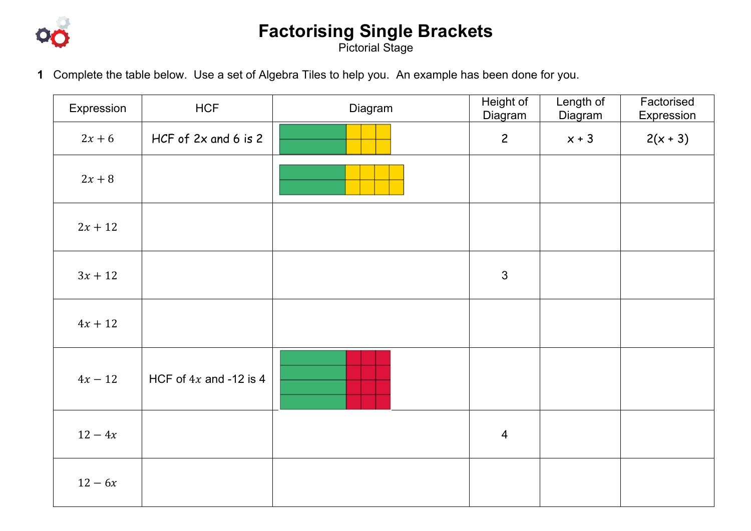# Factorising Single Brackets

Pictorial Stage

**1** Complete the table below. Use a set of Algebra Tiles to help you. An example has been done for you.

| Expression | HCF | Diagram | Height of Diagram | Length of Diagram | Factorised Expression |
|---|---|---|---|---|---|
| $2x + 6$ | HCF of $2x$ and 6 is 2 | | 2 | $x + 3$ | $2(x + 3)$ |
| $2x + 8$ | | | | | |
| $2x + 12$ | | | | | |
| $3x + 12$ | | | 3 | | |
| $4x + 12$ | | | | | |
| $4x - 12$ | HCF of $4x$ and -12 is 4 | | | | |
| $12 - 4x$ | | | 4 | | |
| $12 - 6x$ | | | | | |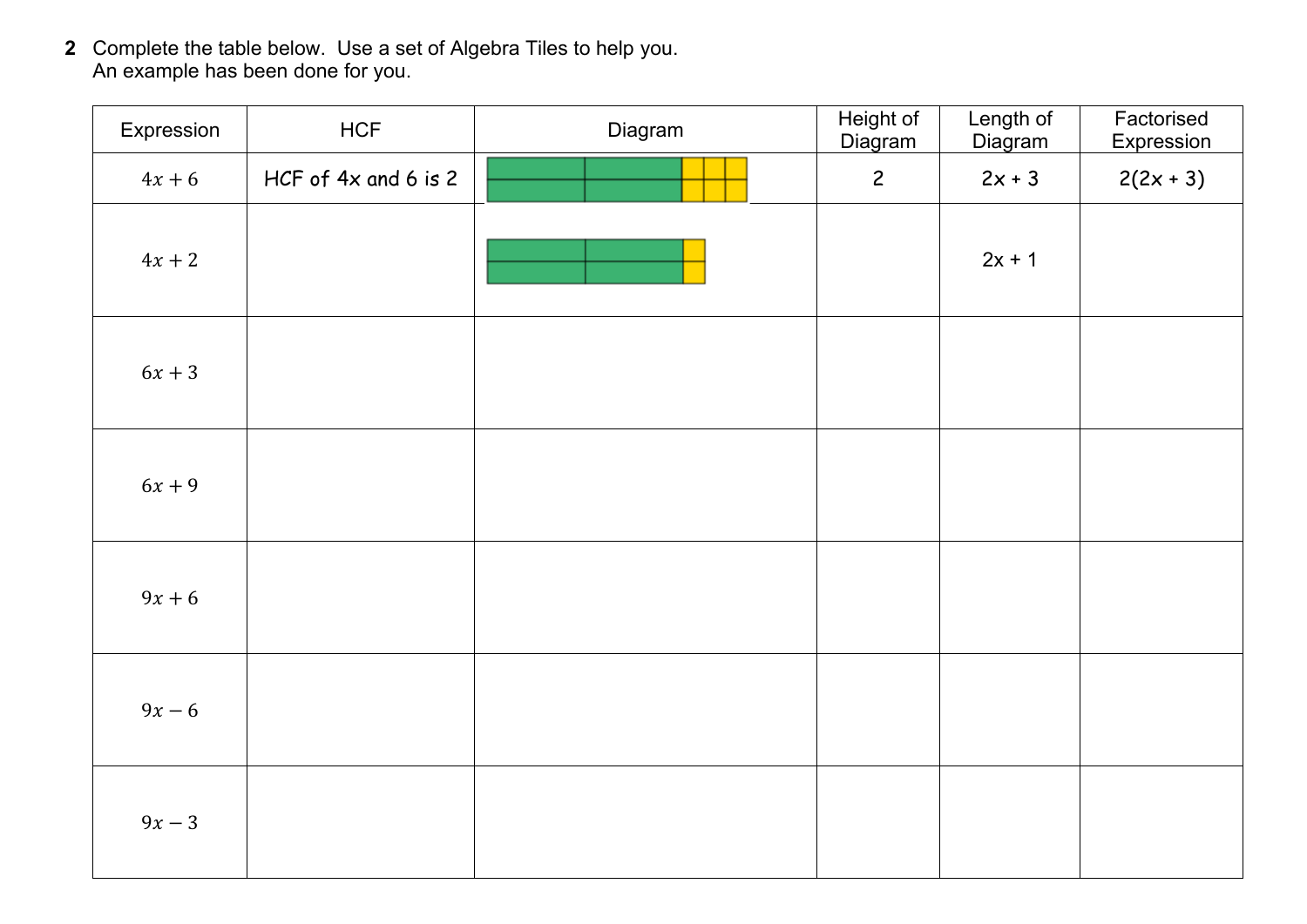**2** Complete the table below. Use a set of Algebra Tiles to help you.
An example has been done for you.

| Expression | HCF | Diagram | Height of Diagram | Length of Diagram | Factorised Expression |
|---|---|---|---|---|---|
| $4x + 6$ | HCF of 4x and 6 is 2 | | 2 | 2x + 3 | 2(2x + 3) |
| $4x + 2$ | | | | 2x + 1 | |
| $6x + 3$ | | | | | |
| $6x + 9$ | | | | | |
| $9x + 6$ | | | | | |
| $9x - 6$ | | | | | |
| $9x - 3$ | | | | | |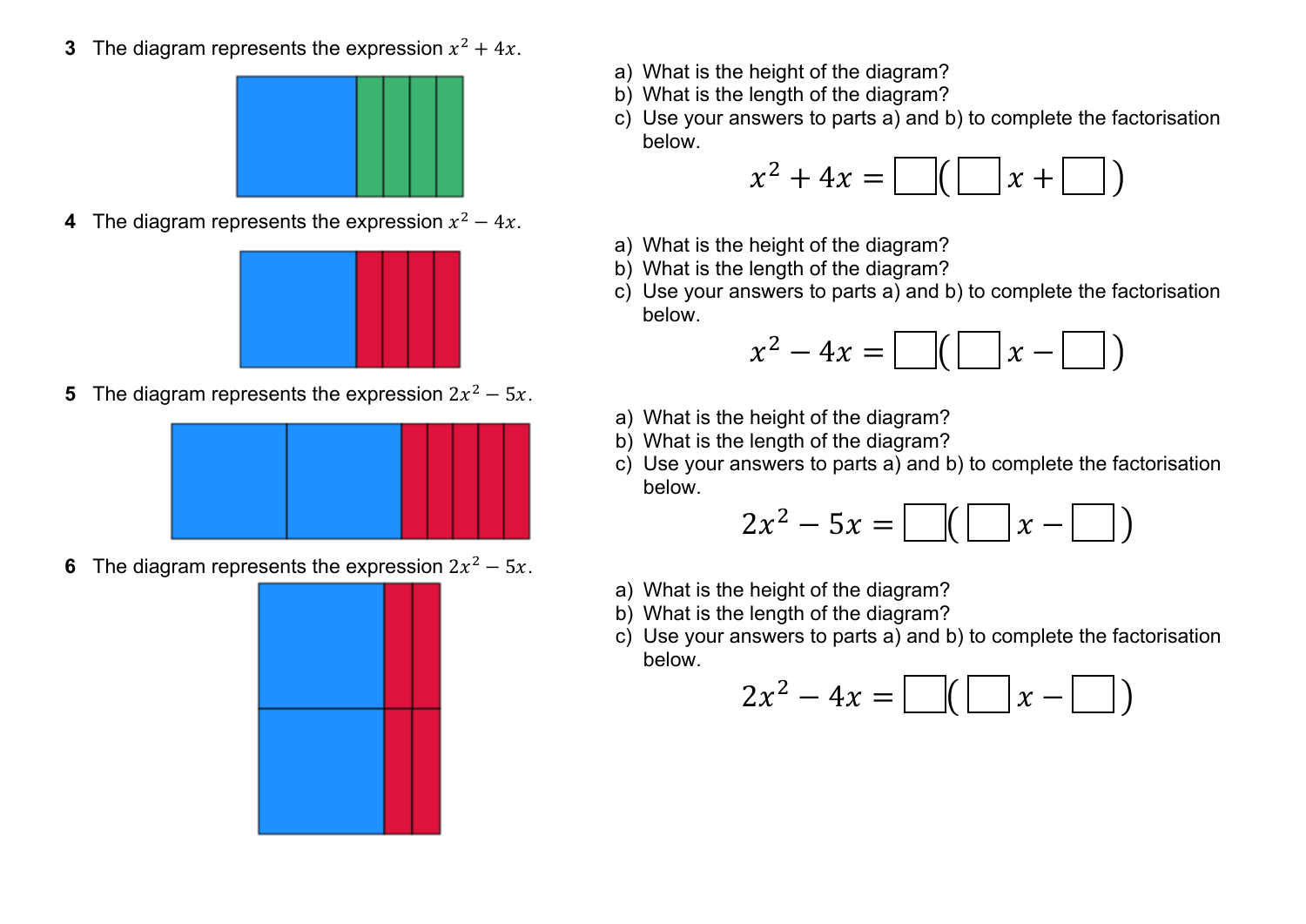**3** The diagram represents the expression $x^2 + 4x$.

a) What is the height of the diagram?
b) What is the length of the diagram?
c) Use your answers to parts a) and b) to complete the factorisation below.

$$x^2 + 4x = \square(\square x + \square)$$

**4** The diagram represents the expression $x^2 - 4x$.

a) What is the height of the diagram?
b) What is the length of the diagram?
c) Use your answers to parts a) and b) to complete the factorisation below.

$$x^2 - 4x = \square(\square x - \square)$$

**5** The diagram represents the expression $2x^2 - 5x$.

a) What is the height of the diagram?
b) What is the length of the diagram?
c) Use your answers to parts a) and b) to complete the factorisation below.

$$2x^2 - 5x = \square(\square x - \square)$$

**6** The diagram represents the expression $2x^2 - 5x$.

a) What is the height of the diagram?
b) What is the length of the diagram?
c) Use your answers to parts a) and b) to complete the factorisation below.

$$2x^2 - 4x = \square(\square x - \square)$$